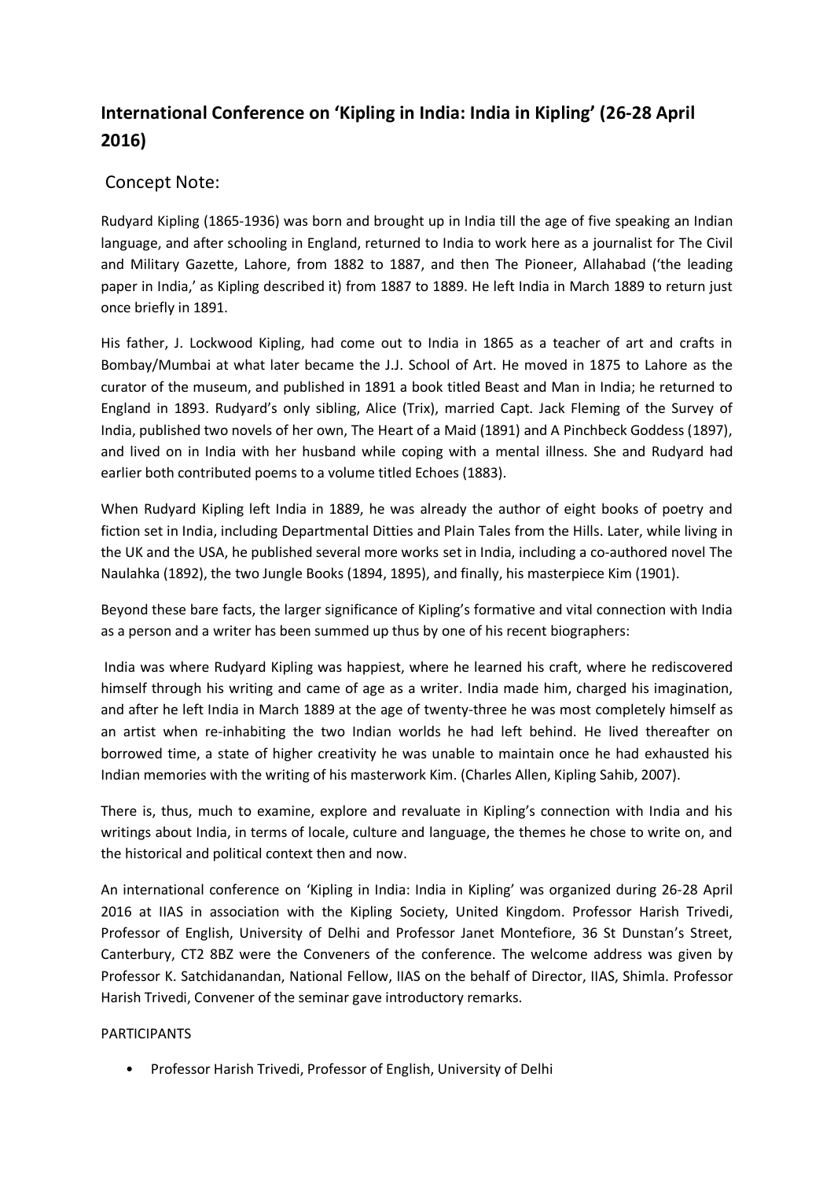## International Conference on 'Kipling in India: India in Kipling' (26-28 April 2016)

### Concept Note:

Rudyard Kipling (1865-1936) was born and brought up in India till the age of five speaking an Indian language, and after schooling in England, returned to India to work here as a journalist for The Civil and Military Gazette, Lahore, from 1882 to 1887, and then The Pioneer, Allahabad ('the leading paper in India,' as Kipling described it) from 1887 to 1889. He left India in March 1889 to return just once briefly in 1891.

His father, J. Lockwood Kipling, had come out to India in 1865 as a teacher of art and crafts in Bombay/Mumbai at what later became the J.J. School of Art. He moved in 1875 to Lahore as the curator of the museum, and published in 1891 a book titled Beast and Man in India; he returned to England in 1893. Rudyard's only sibling, Alice (Trix), married Capt. Jack Fleming of the Survey of India, published two novels of her own, The Heart of a Maid (1891) and A Pinchbeck Goddess (1897), and lived on in India with her husband while coping with a mental illness. She and Rudyard had earlier both contributed poems to a volume titled Echoes (1883).

When Rudyard Kipling left India in 1889, he was already the author of eight books of poetry and fiction set in India, including Departmental Ditties and Plain Tales from the Hills. Later, while living in the UK and the USA, he published several more works set in India, including a co-authored novel The Naulahka (1892), the two Jungle Books (1894, 1895), and finally, his masterpiece Kim (1901).

Beyond these bare facts, the larger significance of Kipling's formative and vital connection with India as a person and a writer has been summed up thus by one of his recent biographers:

India was where Rudyard Kipling was happiest, where he learned his craft, where he rediscovered himself through his writing and came of age as a writer. India made him, charged his imagination, and after he left India in March 1889 at the age of twenty-three he was most completely himself as an artist when re-inhabiting the two Indian worlds he had left behind. He lived thereafter on borrowed time, a state of higher creativity he was unable to maintain once he had exhausted his Indian memories with the writing of his masterwork Kim. (Charles Allen, Kipling Sahib, 2007).

There is, thus, much to examine, explore and revaluate in Kipling's connection with India and his writings about India, in terms of locale, culture and language, the themes he chose to write on, and the historical and political context then and now.

An international conference on 'Kipling in India: India in Kipling' was organized during 26-28 April 2016 at IIAS in association with the Kipling Society, United Kingdom. Professor Harish Trivedi, Professor of English, University of Delhi and Professor Janet Montefiore, 36 St Dunstan's Street, Canterbury, CT2 8BZ were the Conveners of the conference. The welcome address was given by Professor K. Satchidanandan, National Fellow, IIAS on the behalf of Director, IIAS, Shimla. Professor Harish Trivedi, Convener of the seminar gave introductory remarks.

PARTICIPANTS

- Professor Harish Trivedi, Professor of English, University of Delhi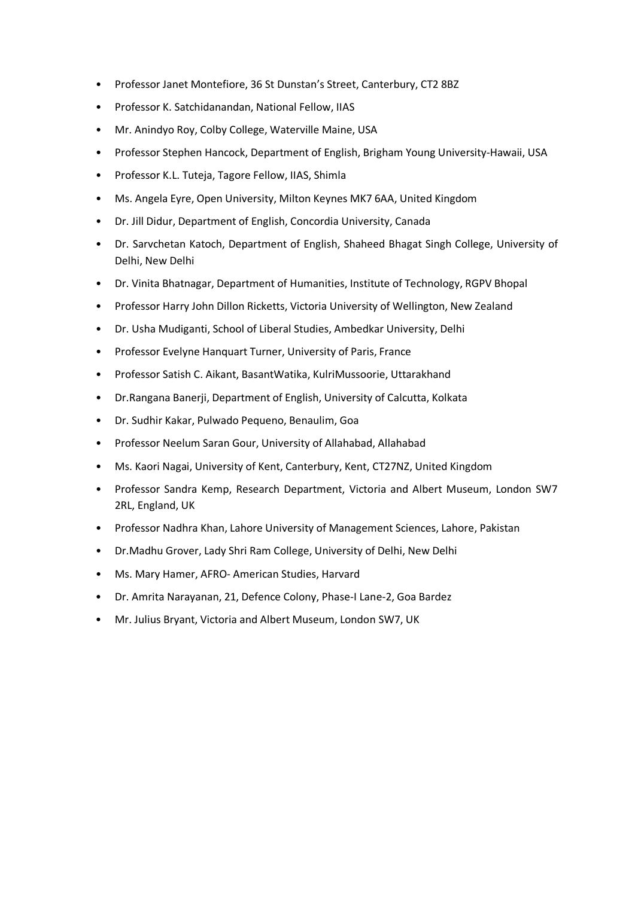- Professor Janet Montefiore, 36 St Dunstan's Street, Canterbury, CT2 8BZ
- Professor K. Satchidanandan, National Fellow, IIAS
- Mr. Anindyo Roy, Colby College, Waterville Maine, USA
- Professor Stephen Hancock, Department of English, Brigham Young University-Hawaii, USA
- Professor K.L. Tuteja, Tagore Fellow, IIAS, Shimla
- Ms. Angela Eyre, Open University, Milton Keynes MK7 6AA, United Kingdom
- Dr. Jill Didur, Department of English, Concordia University, Canada
- Dr. Sarvchetan Katoch, Department of English, Shaheed Bhagat Singh College, University of Delhi, New Delhi
- Dr. Vinita Bhatnagar, Department of Humanities, Institute of Technology, RGPV Bhopal
- Professor Harry John Dillon Ricketts, Victoria University of Wellington, New Zealand
- Dr. Usha Mudiganti, School of Liberal Studies, Ambedkar University, Delhi
- Professor Evelyne Hanquart Turner, University of Paris, France
- Professor Satish C. Aikant, BasantWatika, KulriMussoorie, Uttarakhand
- Dr.Rangana Banerji, Department of English, University of Calcutta, Kolkata
- Dr. Sudhir Kakar, Pulwado Pequeno, Benaulim, Goa
- Professor Neelum Saran Gour, University of Allahabad, Allahabad
- Ms. Kaori Nagai, University of Kent, Canterbury, Kent, CT27NZ, United Kingdom
- Professor Sandra Kemp, Research Department, Victoria and Albert Museum, London SW7 2RL, England, UK
- Professor Nadhra Khan, Lahore University of Management Sciences, Lahore, Pakistan
- Dr.Madhu Grover, Lady Shri Ram College, University of Delhi, New Delhi
- Ms. Mary Hamer, AFRO- American Studies, Harvard
- Dr. Amrita Narayanan, 21, Defence Colony, Phase-I Lane-2, Goa Bardez
- Mr. Julius Bryant, Victoria and Albert Museum, London SW7, UK